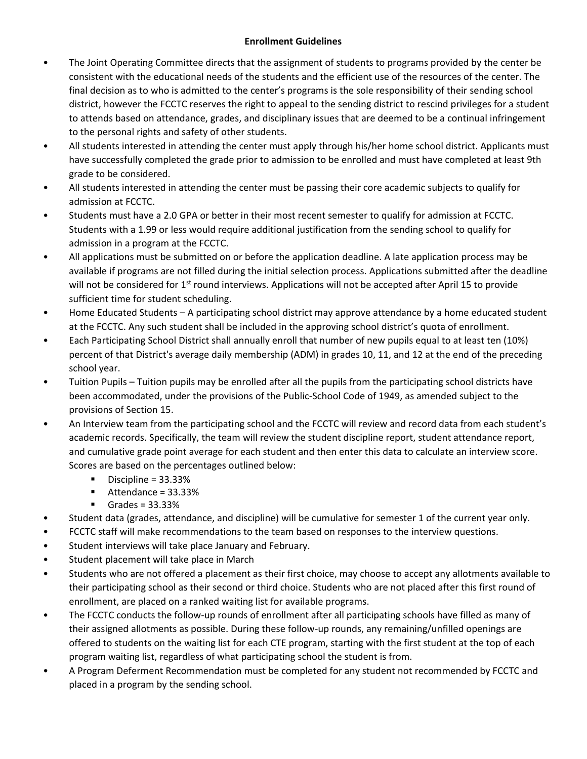**Enrollment Guidelines**

- The Joint Operating Committee directs that the assignment of students to programs provided by the center be consistent with the educational needs of the students and the efficient use of the resources of the center. The final decision as to who is admitted to the center's programs is the sole responsibility of their sending school district, however the FCCTC reserves the right to appeal to the sending district to rescind privileges for a student to attends based on attendance, grades, and disciplinary issues that are deemed to be a continual infringement to the personal rights and safety of other students.
- All students interested in attending the center must apply through his/her home school district. Applicants must have successfully completed the grade prior to admission to be enrolled and must have completed at least 9th grade to be considered.
- All students interested in attending the center must be passing their core academic subjects to qualify for admission at FCCTC.
- Students must have a 2.0 GPA or better in their most recent semester to qualify for admission at FCCTC. Students with a 1.99 or less would require additional justification from the sending school to qualify for admission in a program at the FCCTC.
- All applications must be submitted on or before the application deadline. A late application process may be available if programs are not filled during the initial selection process. Applications submitted after the deadline will not be considered for 1st round interviews. Applications will not be accepted after April 15 to provide sufficient time for student scheduling.
- Home Educated Students – A participating school district may approve attendance by a home educated student at the FCCTC. Any such student shall be included in the approving school district's quota of enrollment.
- Each Participating School District shall annually enroll that number of new pupils equal to at least ten (10%) percent of that District's average daily membership (ADM) in grades 10, 11, and 12 at the end of the preceding school year.
- Tuition Pupils – Tuition pupils may be enrolled after all the pupils from the participating school districts have been accommodated, under the provisions of the Public-School Code of 1949, as amended subject to the provisions of Section 15.
- An Interview team from the participating school and the FCCTC will review and record data from each student's academic records. Specifically, the team will review the student discipline report, student attendance report, and cumulative grade point average for each student and then enter this data to calculate an interview score. Scores are based on the percentages outlined below:
  - Discipline = 33.33%
  - Attendance = 33.33%
  - Grades = 33.33%
- Student data (grades, attendance, and discipline) will be cumulative for semester 1 of the current year only.
- FCCTC staff will make recommendations to the team based on responses to the interview questions.
- Student interviews will take place January and February.
- Student placement will take place in March
- Students who are not offered a placement as their first choice, may choose to accept any allotments available to their participating school as their second or third choice. Students who are not placed after this first round of enrollment, are placed on a ranked waiting list for available programs.
- The FCCTC conducts the follow-up rounds of enrollment after all participating schools have filled as many of their assigned allotments as possible. During these follow-up rounds, any remaining/unfilled openings are offered to students on the waiting list for each CTE program, starting with the first student at the top of each program waiting list, regardless of what participating school the student is from.
- A Program Deferment Recommendation must be completed for any student not recommended by FCCTC and placed in a program by the sending school.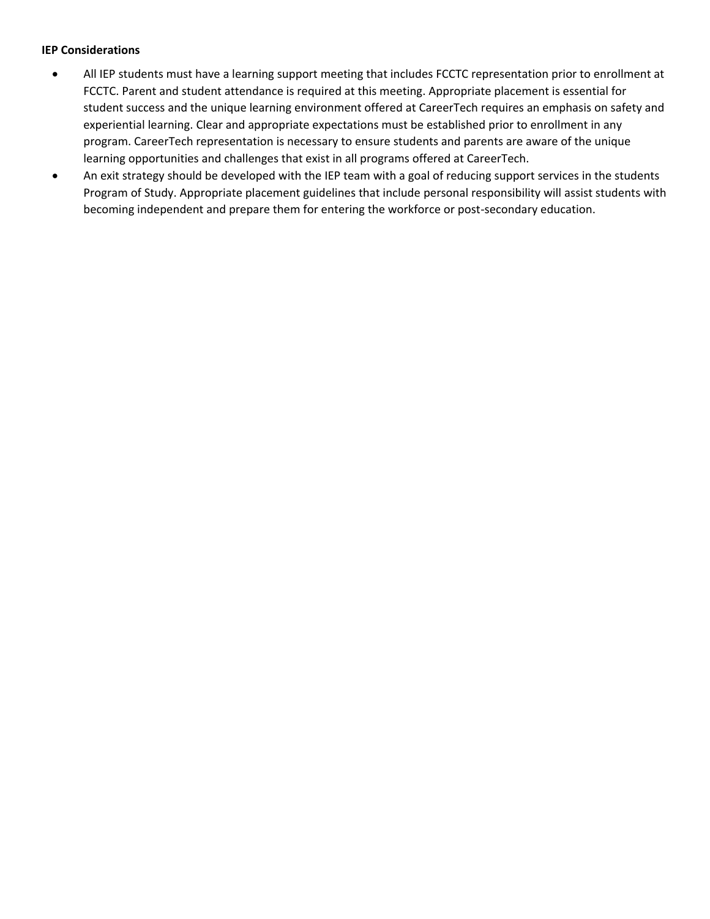**IEP Considerations**

- All IEP students must have a learning support meeting that includes FCCTC representation prior to enrollment at FCCTC. Parent and student attendance is required at this meeting. Appropriate placement is essential for student success and the unique learning environment offered at CareerTech requires an emphasis on safety and experiential learning. Clear and appropriate expectations must be established prior to enrollment in any program. CareerTech representation is necessary to ensure students and parents are aware of the unique learning opportunities and challenges that exist in all programs offered at CareerTech.
- An exit strategy should be developed with the IEP team with a goal of reducing support services in the students Program of Study. Appropriate placement guidelines that include personal responsibility will assist students with becoming independent and prepare them for entering the workforce or post-secondary education.